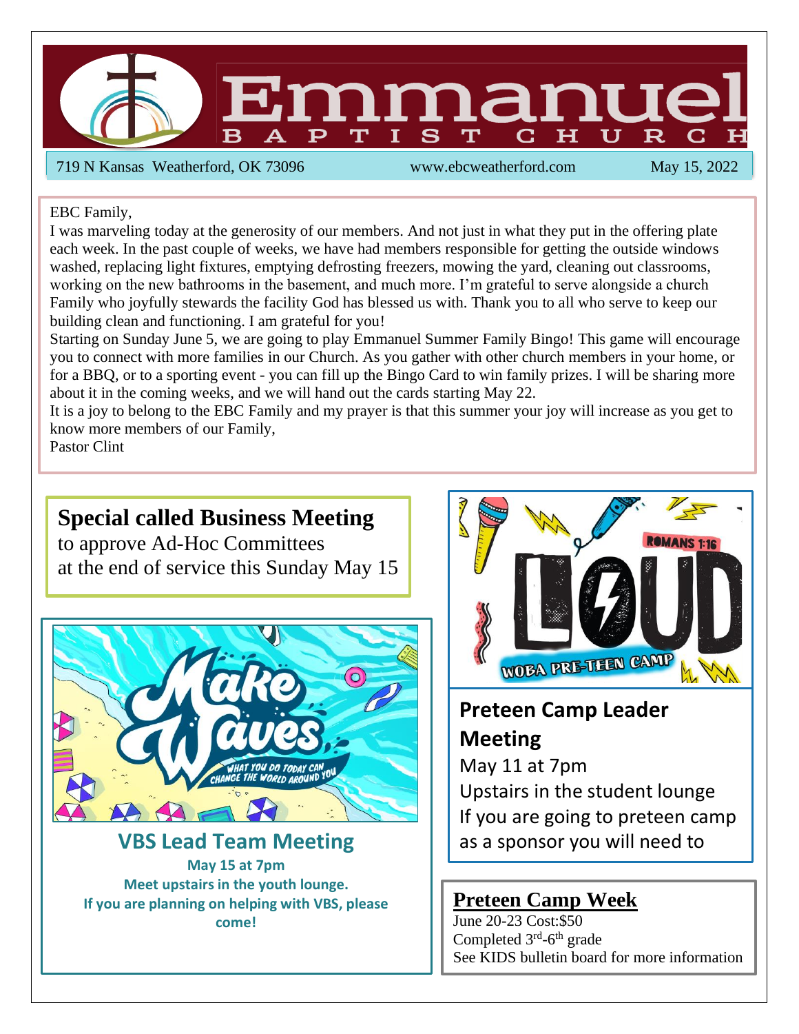# Emmanuel Baptist Church

719 N Kansas Weatherford, OK 73096 | www.ebcweatherford.com | May 15, 2022

EBC Family,

I was marveling today at the generosity of our members. And not just in what they put in the offering plate each week. In the past couple of weeks, we have had members responsible for getting the outside windows washed, replacing light fixtures, emptying defrosting freezers, mowing the yard, cleaning out classrooms, working on the new bathrooms in the basement, and much more. I'm grateful to serve alongside a church Family who joyfully stewards the facility God has blessed us with. Thank you to all who serve to keep our building clean and functioning. I am grateful for you!

Starting on Sunday June 5, we are going to play Emmanuel Summer Family Bingo! This game will encourage you to connect with more families in our Church. As you gather with other church members in your home, or for a BBQ, or to a sporting event - you can fill up the Bingo Card to win family prizes. I will be sharing more about it in the coming weeks, and we will hand out the cards starting May 22.

It is a joy to belong to the EBC Family and my prayer is that this summer your joy will increase as you get to know more members of our Family,

Pastor Clint

## Special called Business Meeting

to approve Ad-Hoc Committees
at the end of service this Sunday May 15

Make Waves

WHAT YOU DO TODAY CAN CHANGE THE WORLD AROUND YOU

## VBS Lead Team Meeting

**May 15 at 7pm**
**Meet upstairs in the youth lounge.**
**If you are planning on helping with VBS, please come!**

LOUD

ROMANS 1:16

WOBA PRE-TEEN CAMP

## Preteen Camp Leader Meeting

May 11 at 7pm
Upstairs in the student lounge
If you are going to preteen camp as a sponsor you will need to

## Preteen Camp Week

June 20-23 Cost:$50
Completed 3rd-6th grade
See KIDS bulletin board for more information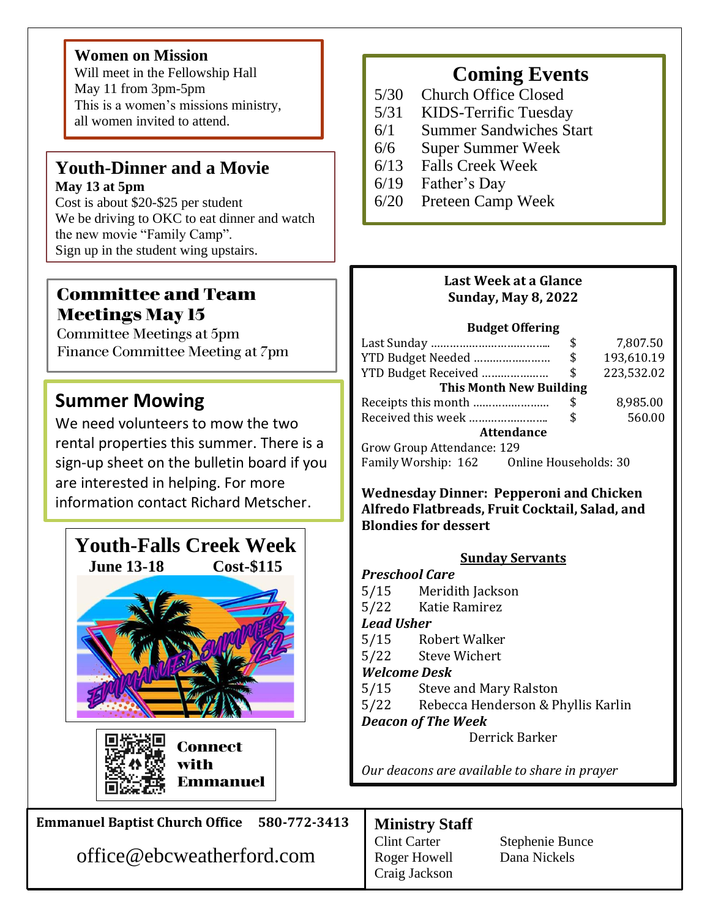### Women on Mission

Will meet in the Fellowship Hall
May 11 from 3pm-5pm
This is a women's missions ministry,
all women invited to attend.

### Youth-Dinner and a Movie

**May 13 at 5pm**
Cost is about $20-$25 per student
We be driving to OKC to eat dinner and watch the new movie "Family Camp".
Sign up in the student wing upstairs.

### Committee and Team Meetings May 15

Committee Meetings at 5pm
Finance Committee Meeting at 7pm

### Summer Mowing

We need volunteers to mow the two rental properties this summer. There is a sign-up sheet on the bulletin board if you are interested in helping. For more information contact Richard Metscher.

### Youth-Falls Creek Week

**June 13-18 Cost-$115**

EMMANUEL SUMMER 22

**Connect with Emmanuel**

## Coming Events

| | |
|---|---|
| 5/30 | Church Office Closed |
| 5/31 | KIDS-Terrific Tuesday |
| 6/1 | Summer Sandwiches Start |
| 6/6 | Super Summer Week |
| 6/13 | Falls Creek Week |
| 6/19 | Father's Day |
| 6/20 | Preteen Camp Week |

**Last Week at a Glance**
**Sunday, May 8, 2022**

| | | |
|---|---|---|
| **Budget Offering** | | |
| Last Sunday ……………………………… | $ | 7,807.50 |
| YTD Budget Needed …………………… | $ | 193,610.19 |
| YTD Budget Received ………………… | $ | 223,532.02 |
| **This Month New Building** | | |
| Receipts this month …………………… | $ | 8,985.00 |
| Received this week …………………… | $ | 560.00 |

**Attendance**
Grow Group Attendance: 129
Family Worship: 162 Online Households: 30

**Wednesday Dinner: Pepperoni and Chicken Alfredo Flatbreads, Fruit Cocktail, Salad, and Blondies for dessert**

**Sunday Servants**

***Preschool Care***
5/15 Meridith Jackson
5/22 Katie Ramirez

***Lead Usher***
5/15 Robert Walker
5/22 Steve Wichert

***Welcome Desk***
5/15 Steve and Mary Ralston
5/22 Rebecca Henderson & Phyllis Karlin

***Deacon of The Week***
Derrick Barker

*Our deacons are available to share in prayer*

**Emmanuel Baptist Church Office 580-772-3413**

office@ebcweatherford.com

### Ministry Staff

Clint Carter
Roger Howell
Craig Jackson
Stephenie Bunce
Dana Nickels